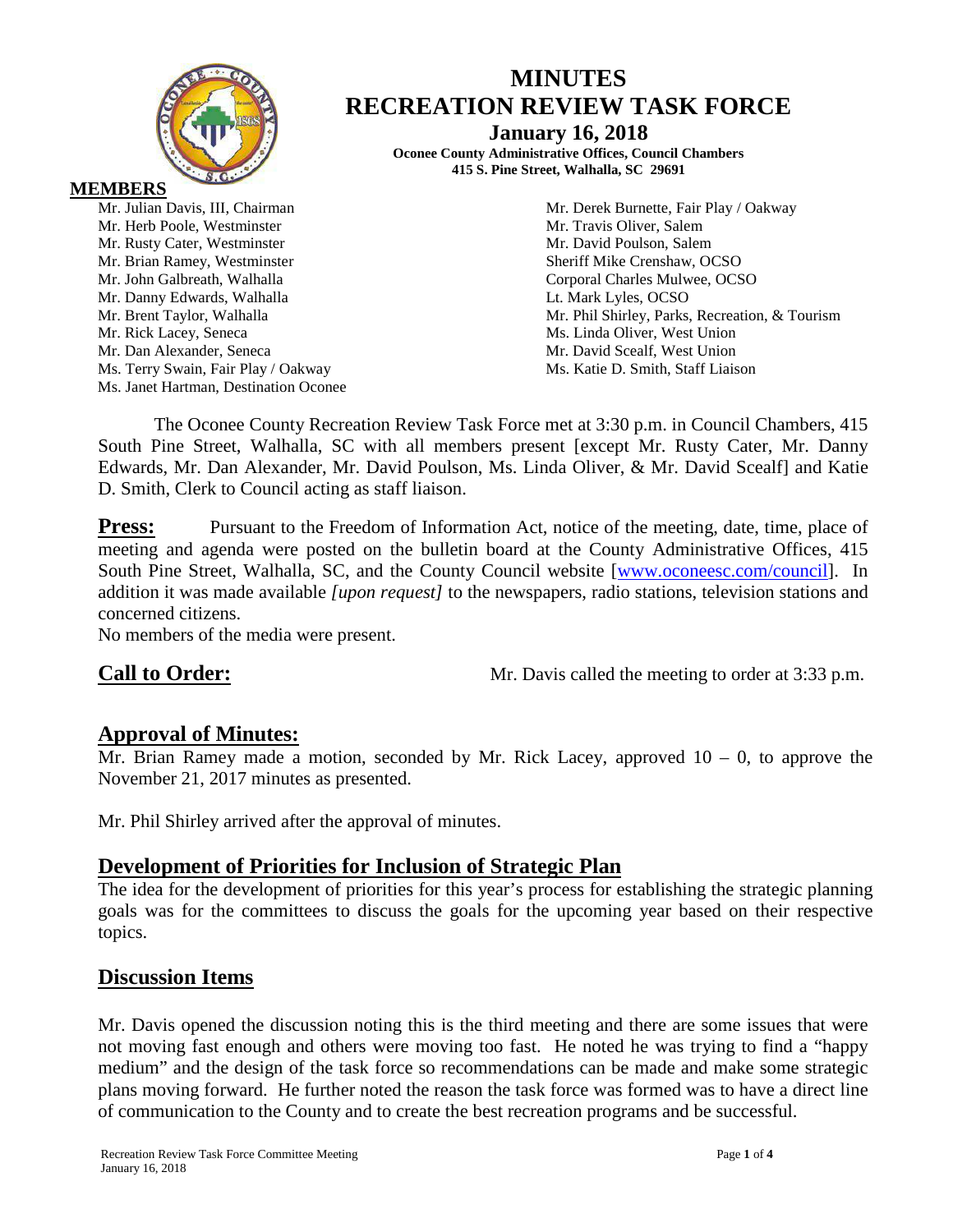# MINUTES
# RECREATION REVIEW TASK FORCE

**January 16, 2018**

**Oconee County Administrative Offices, Council Chambers**
**415 S. Pine Street, Walhalla, SC 29691**

**MEMBERS**

Mr. Julian Davis, III, Chairman
Mr. Herb Poole, Westminster
Mr. Rusty Cater, Westminster
Mr. Brian Ramey, Westminster
Mr. John Galbreath, Walhalla
Mr. Danny Edwards, Walhalla
Mr. Brent Taylor, Walhalla
Mr. Rick Lacey, Seneca
Mr. Dan Alexander, Seneca
Ms. Terry Swain, Fair Play / Oakway
Ms. Janet Hartman, Destination Oconee
Mr. Derek Burnette, Fair Play / Oakway
Mr. Travis Oliver, Salem
Mr. David Poulson, Salem
Sheriff Mike Crenshaw, OCSO
Corporal Charles Mulwee, OCSO
Lt. Mark Lyles, OCSO
Mr. Phil Shirley, Parks, Recreation, & Tourism
Ms. Linda Oliver, West Union
Mr. David Scealf, West Union
Ms. Katie D. Smith, Staff Liaison

The Oconee County Recreation Review Task Force met at 3:30 p.m. in Council Chambers, 415 South Pine Street, Walhalla, SC with all members present [except Mr. Rusty Cater, Mr. Danny Edwards, Mr. Dan Alexander, Mr. David Poulson, Ms. Linda Oliver, & Mr. David Scealf] and Katie D. Smith, Clerk to Council acting as staff liaison.

**Press:** Pursuant to the Freedom of Information Act, notice of the meeting, date, time, place of meeting and agenda were posted on the bulletin board at the County Administrative Offices, 415 South Pine Street, Walhalla, SC, and the County Council website [www.oconeesc.com/council]. In addition it was made available *[upon request]* to the newspapers, radio stations, television stations and concerned citizens.

No members of the media were present.

**Call to Order:** Mr. Davis called the meeting to order at 3:33 p.m.

## Approval of Minutes:

Mr. Brian Ramey made a motion, seconded by Mr. Rick Lacey, approved 10 – 0, to approve the November 21, 2017 minutes as presented.

Mr. Phil Shirley arrived after the approval of minutes.

## Development of Priorities for Inclusion of Strategic Plan

The idea for the development of priorities for this year's process for establishing the strategic planning goals was for the committees to discuss the goals for the upcoming year based on their respective topics.

## Discussion Items

Mr. Davis opened the discussion noting this is the third meeting and there are some issues that were not moving fast enough and others were moving too fast. He noted he was trying to find a "happy medium" and the design of the task force so recommendations can be made and make some strategic plans moving forward. He further noted the reason the task force was formed was to have a direct line of communication to the County and to create the best recreation programs and be successful.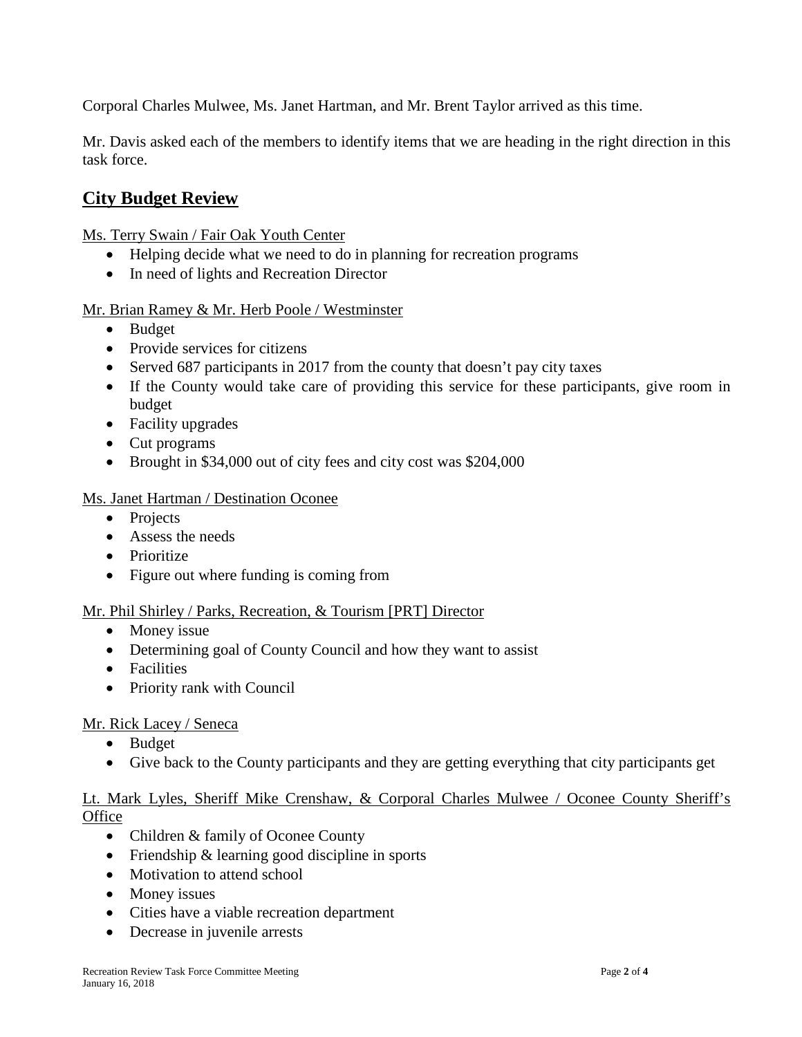Corporal Charles Mulwee, Ms. Janet Hartman, and Mr. Brent Taylor arrived as this time.

Mr. Davis asked each of the members to identify items that we are heading in the right direction in this task force.

## City Budget Review

Ms. Terry Swain / Fair Oak Youth Center

- Helping decide what we need to do in planning for recreation programs
- In need of lights and Recreation Director

Mr. Brian Ramey & Mr. Herb Poole / Westminster

- Budget
- Provide services for citizens
- Served 687 participants in 2017 from the county that doesn't pay city taxes
- If the County would take care of providing this service for these participants, give room in budget
- Facility upgrades
- Cut programs
- Brought in $34,000 out of city fees and city cost was $204,000

Ms. Janet Hartman / Destination Oconee

- Projects
- Assess the needs
- Prioritize
- Figure out where funding is coming from

Mr. Phil Shirley / Parks, Recreation, & Tourism [PRT] Director

- Money issue
- Determining goal of County Council and how they want to assist
- Facilities
- Priority rank with Council

Mr. Rick Lacey / Seneca

- Budget
- Give back to the County participants and they are getting everything that city participants get

Lt. Mark Lyles, Sheriff Mike Crenshaw, & Corporal Charles Mulwee / Oconee County Sheriff's Office

- Children & family of Oconee County
- Friendship & learning good discipline in sports
- Motivation to attend school
- Money issues
- Cities have a viable recreation department
- Decrease in juvenile arrests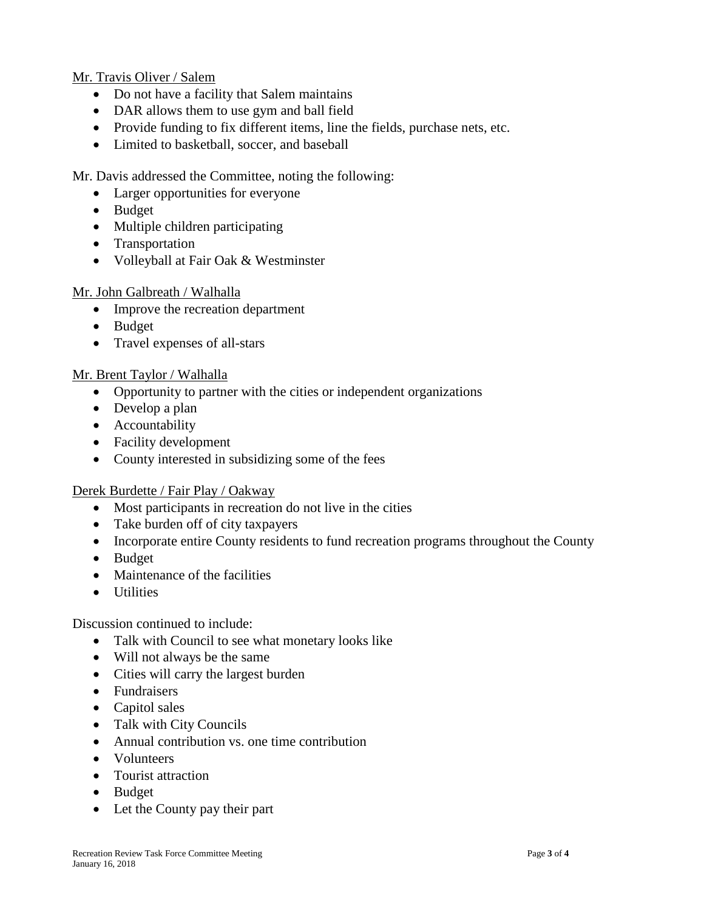Mr. Travis Oliver / Salem

- Do not have a facility that Salem maintains
- DAR allows them to use gym and ball field
- Provide funding to fix different items, line the fields, purchase nets, etc.
- Limited to basketball, soccer, and baseball

Mr. Davis addressed the Committee, noting the following:

- Larger opportunities for everyone
- Budget
- Multiple children participating
- Transportation
- Volleyball at Fair Oak & Westminster

Mr. John Galbreath / Walhalla

- Improve the recreation department
- Budget
- Travel expenses of all-stars

Mr. Brent Taylor / Walhalla

- Opportunity to partner with the cities or independent organizations
- Develop a plan
- Accountability
- Facility development
- County interested in subsidizing some of the fees

Derek Burdette / Fair Play / Oakway

- Most participants in recreation do not live in the cities
- Take burden off of city taxpayers
- Incorporate entire County residents to fund recreation programs throughout the County
- Budget
- Maintenance of the facilities
- Utilities

Discussion continued to include:

- Talk with Council to see what monetary looks like
- Will not always be the same
- Cities will carry the largest burden
- Fundraisers
- Capitol sales
- Talk with City Councils
- Annual contribution vs. one time contribution
- Volunteers
- Tourist attraction
- Budget
- Let the County pay their part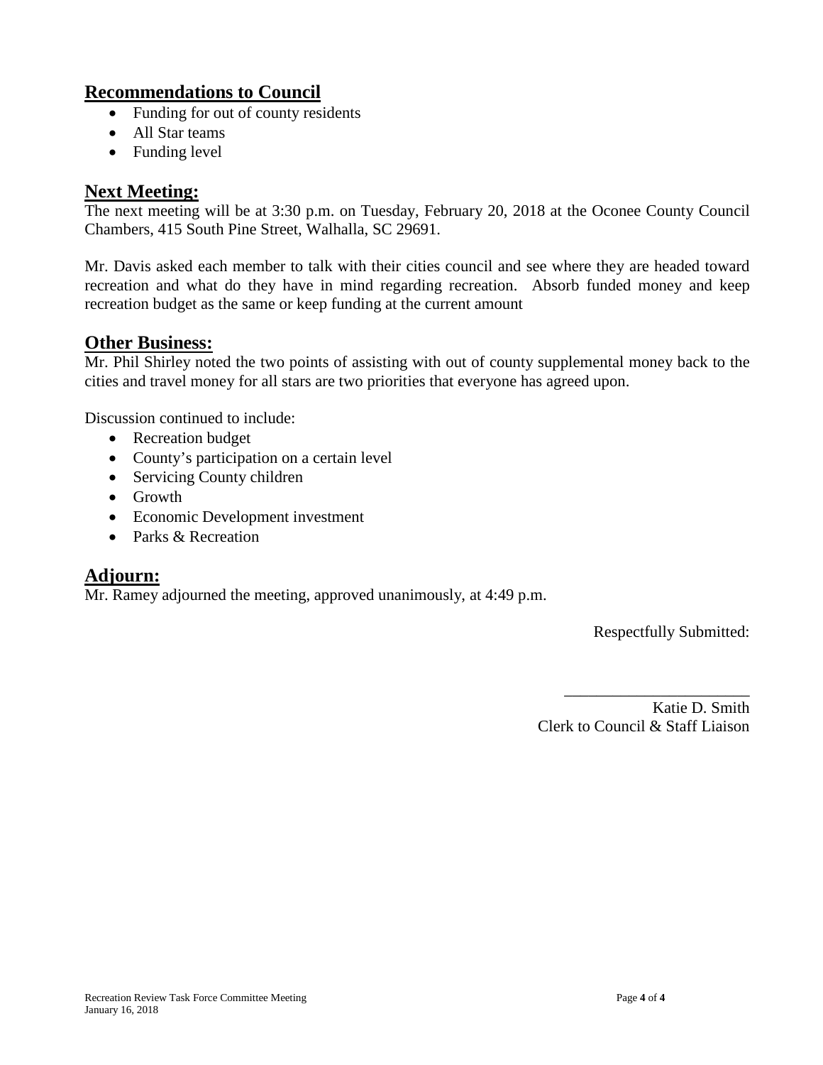## Recommendations to Council

- Funding for out of county residents
- All Star teams
- Funding level

## Next Meeting:

The next meeting will be at 3:30 p.m. on Tuesday, February 20, 2018 at the Oconee County Council Chambers, 415 South Pine Street, Walhalla, SC 29691.

Mr. Davis asked each member to talk with their cities council and see where they are headed toward recreation and what do they have in mind regarding recreation. Absorb funded money and keep recreation budget as the same or keep funding at the current amount

## Other Business:

Mr. Phil Shirley noted the two points of assisting with out of county supplemental money back to the cities and travel money for all stars are two priorities that everyone has agreed upon.

Discussion continued to include:

- Recreation budget
- County's participation on a certain level
- Servicing County children
- Growth
- Economic Development investment
- Parks & Recreation

## Adjourn:

Mr. Ramey adjourned the meeting, approved unanimously, at 4:49 p.m.

Respectfully Submitted:

\_\_\_\_\_\_\_\_\_\_\_\_\_\_\_\_\_\_\_\_\_\_\_\_

Katie D. Smith
Clerk to Council & Staff Liaison